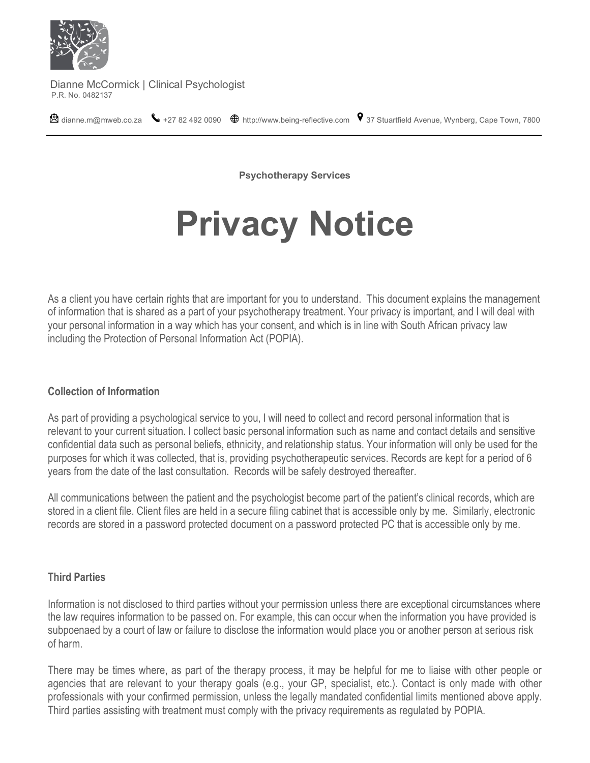Dianne McCormick | Clinical Psychologist
P.R. No. 0482137

dianne.m@mweb.co.za  +27 82 492 0090  http://www.being-reflective.com  37 Stuartfield Avenue, Wynberg, Cape Town, 7800

**Psychotherapy Services**

# Privacy Notice

As a client you have certain rights that are important for you to understand. This document explains the management of information that is shared as a part of your psychotherapy treatment. Your privacy is important, and I will deal with your personal information in a way which has your consent, and which is in line with South African privacy law including the Protection of Personal Information Act (POPIA).

## Collection of Information

As part of providing a psychological service to you, I will need to collect and record personal information that is relevant to your current situation. I collect basic personal information such as name and contact details and sensitive confidential data such as personal beliefs, ethnicity, and relationship status. Your information will only be used for the purposes for which it was collected, that is, providing psychotherapeutic services. Records are kept for a period of 6 years from the date of the last consultation. Records will be safely destroyed thereafter.

All communications between the patient and the psychologist become part of the patient's clinical records, which are stored in a client file. Client files are held in a secure filing cabinet that is accessible only by me. Similarly, electronic records are stored in a password protected document on a password protected PC that is accessible only by me.

## Third Parties

Information is not disclosed to third parties without your permission unless there are exceptional circumstances where the law requires information to be passed on. For example, this can occur when the information you have provided is subpoenaed by a court of law or failure to disclose the information would place you or another person at serious risk of harm.

There may be times where, as part of the therapy process, it may be helpful for me to liaise with other people or agencies that are relevant to your therapy goals (e.g., your GP, specialist, etc.). Contact is only made with other professionals with your confirmed permission, unless the legally mandated confidential limits mentioned above apply. Third parties assisting with treatment must comply with the privacy requirements as regulated by POPIA.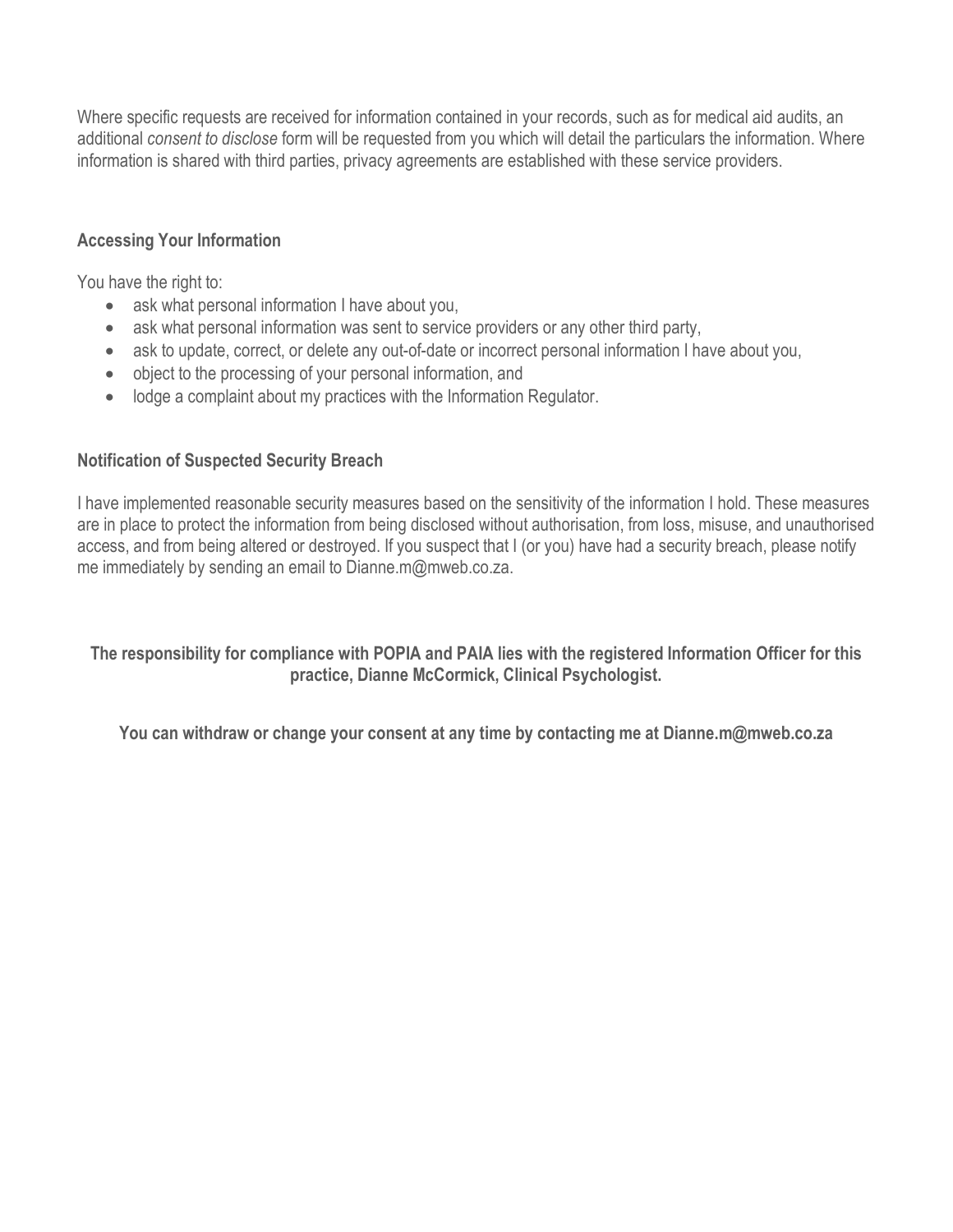Where specific requests are received for information contained in your records, such as for medical aid audits, an additional *consent to disclose* form will be requested from you which will detail the particulars the information. Where information is shared with third parties, privacy agreements are established with these service providers.

### Accessing Your Information

You have the right to:

- ask what personal information I have about you,
- ask what personal information was sent to service providers or any other third party,
- ask to update, correct, or delete any out-of-date or incorrect personal information I have about you,
- object to the processing of your personal information, and
- lodge a complaint about my practices with the Information Regulator.

### Notification of Suspected Security Breach

I have implemented reasonable security measures based on the sensitivity of the information I hold. These measures are in place to protect the information from being disclosed without authorisation, from loss, misuse, and unauthorised access, and from being altered or destroyed. If you suspect that I (or you) have had a security breach, please notify me immediately by sending an email to Dianne.m@mweb.co.za.

**The responsibility for compliance with POPIA and PAIA lies with the registered Information Officer for this practice, Dianne McCormick, Clinical Psychologist.**

**You can withdraw or change your consent at any time by contacting me at Dianne.m@mweb.co.za**